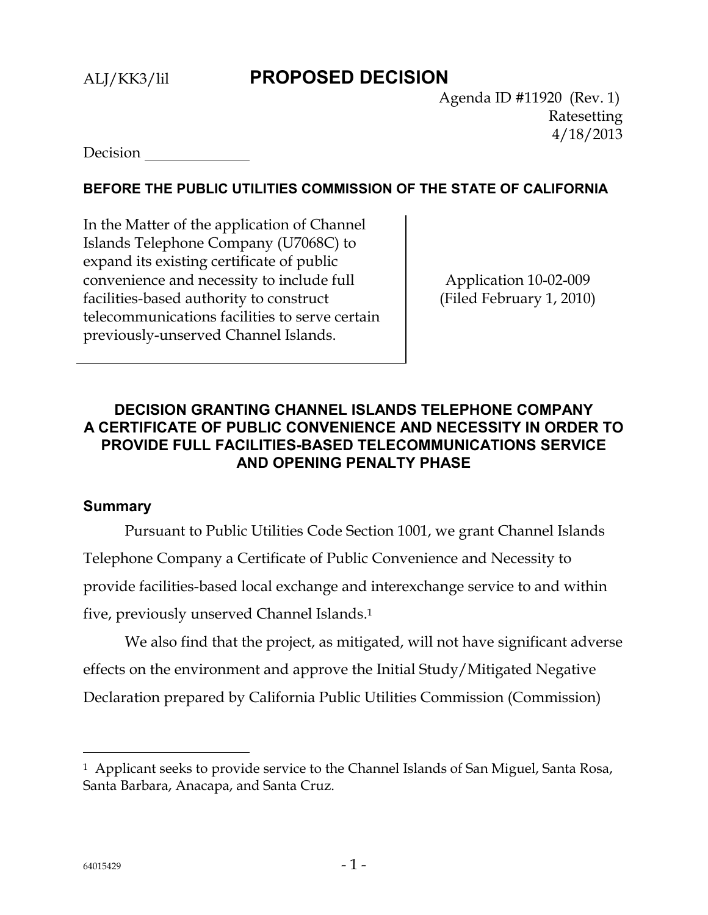ALJ/KK3/lil **PROPOSED DECISION**

Agenda ID #11920 (Rev. 1)
Ratesetting
4/18/2013

Decision \_\_\_\_\_\_\_\_\_\_\_\_\_\_

**BEFORE THE PUBLIC UTILITIES COMMISSION OF THE STATE OF CALIFORNIA**

| | |
|---|---|
| In the Matter of the application of Channel Islands Telephone Company (U7068C) to expand its existing certificate of public convenience and necessity to include full facilities-based authority to construct telecommunications facilities to serve certain previously-unserved Channel Islands. | Application 10-02-009 (Filed February 1, 2010) |

**DECISION GRANTING CHANNEL ISLANDS TELEPHONE COMPANY A CERTIFICATE OF PUBLIC CONVENIENCE AND NECESSITY IN ORDER TO PROVIDE FULL FACILITIES-BASED TELECOMMUNICATIONS SERVICE AND OPENING PENALTY PHASE**

## Summary

Pursuant to Public Utilities Code Section 1001, we grant Channel Islands Telephone Company a Certificate of Public Convenience and Necessity to provide facilities-based local exchange and interexchange service to and within five, previously unserved Channel Islands.[1]

We also find that the project, as mitigated, will not have significant adverse effects on the environment and approve the Initial Study/Mitigated Negative Declaration prepared by California Public Utilities Commission (Commission)

---

[1] Applicant seeks to provide service to the Channel Islands of San Miguel, Santa Rosa, Santa Barbara, Anacapa, and Santa Cruz.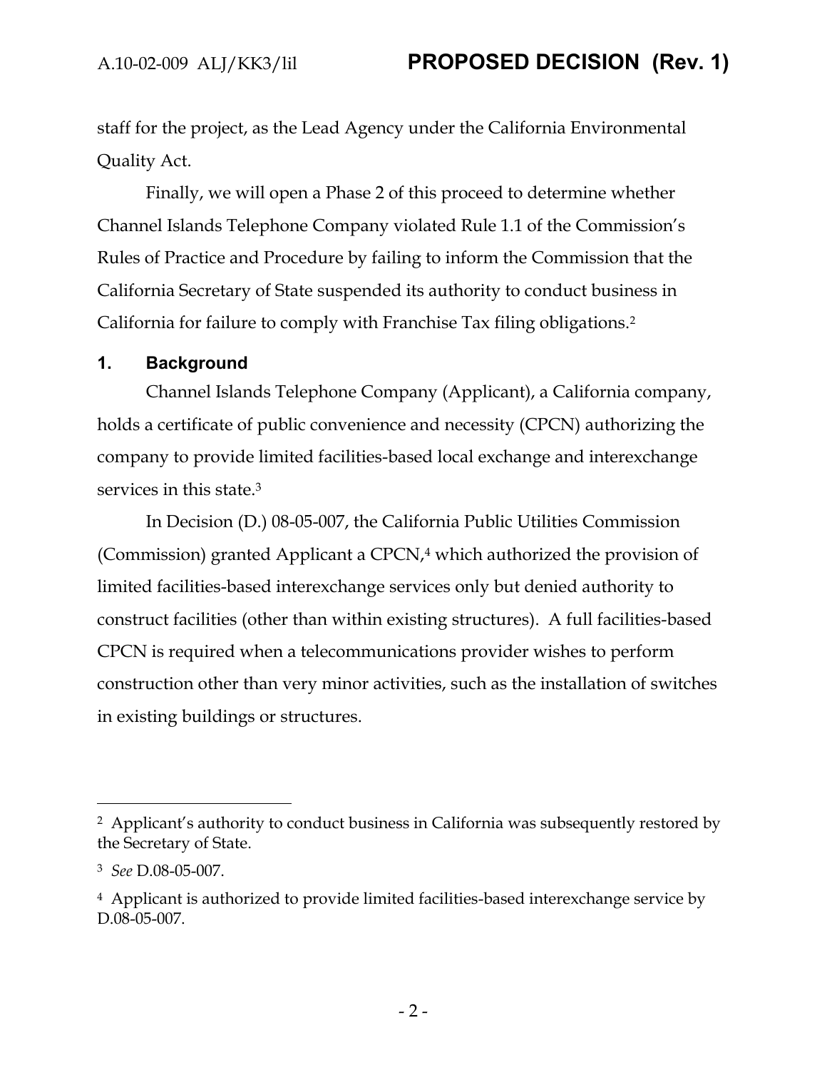staff for the project, as the Lead Agency under the California Environmental Quality Act.

Finally, we will open a Phase 2 of this proceed to determine whether Channel Islands Telephone Company violated Rule 1.1 of the Commission's Rules of Practice and Procedure by failing to inform the Commission that the California Secretary of State suspended its authority to conduct business in California for failure to comply with Franchise Tax filing obligations.[2]

## 1. Background

Channel Islands Telephone Company (Applicant), a California company, holds a certificate of public convenience and necessity (CPCN) authorizing the company to provide limited facilities-based local exchange and interexchange services in this state.[3]

In Decision (D.) 08-05-007, the California Public Utilities Commission (Commission) granted Applicant a CPCN,[4] which authorized the provision of limited facilities-based interexchange services only but denied authority to construct facilities (other than within existing structures). A full facilities-based CPCN is required when a telecommunications provider wishes to perform construction other than very minor activities, such as the installation of switches in existing buildings or structures.

---

[2] Applicant's authority to conduct business in California was subsequently restored by the Secretary of State.

[3] *See* D.08-05-007.

[4] Applicant is authorized to provide limited facilities-based interexchange service by D.08-05-007.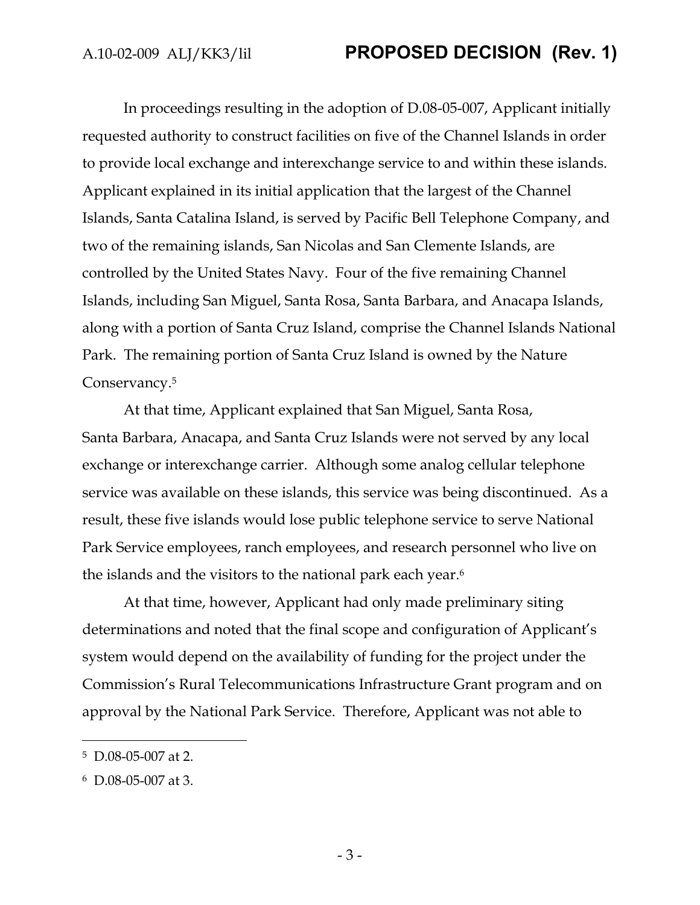In proceedings resulting in the adoption of D.08-05-007, Applicant initially requested authority to construct facilities on five of the Channel Islands in order to provide local exchange and interexchange service to and within these islands. Applicant explained in its initial application that the largest of the Channel Islands, Santa Catalina Island, is served by Pacific Bell Telephone Company, and two of the remaining islands, San Nicolas and San Clemente Islands, are controlled by the United States Navy. Four of the five remaining Channel Islands, including San Miguel, Santa Rosa, Santa Barbara, and Anacapa Islands, along with a portion of Santa Cruz Island, comprise the Channel Islands National Park. The remaining portion of Santa Cruz Island is owned by the Nature Conservancy.[5]

At that time, Applicant explained that San Miguel, Santa Rosa, Santa Barbara, Anacapa, and Santa Cruz Islands were not served by any local exchange or interexchange carrier. Although some analog cellular telephone service was available on these islands, this service was being discontinued. As a result, these five islands would lose public telephone service to serve National Park Service employees, ranch employees, and research personnel who live on the islands and the visitors to the national park each year.[6]

At that time, however, Applicant had only made preliminary siting determinations and noted that the final scope and configuration of Applicant's system would depend on the availability of funding for the project under the Commission's Rural Telecommunications Infrastructure Grant program and on approval by the National Park Service. Therefore, Applicant was not able to

---

[5] D.08-05-007 at 2.

[6] D.08-05-007 at 3.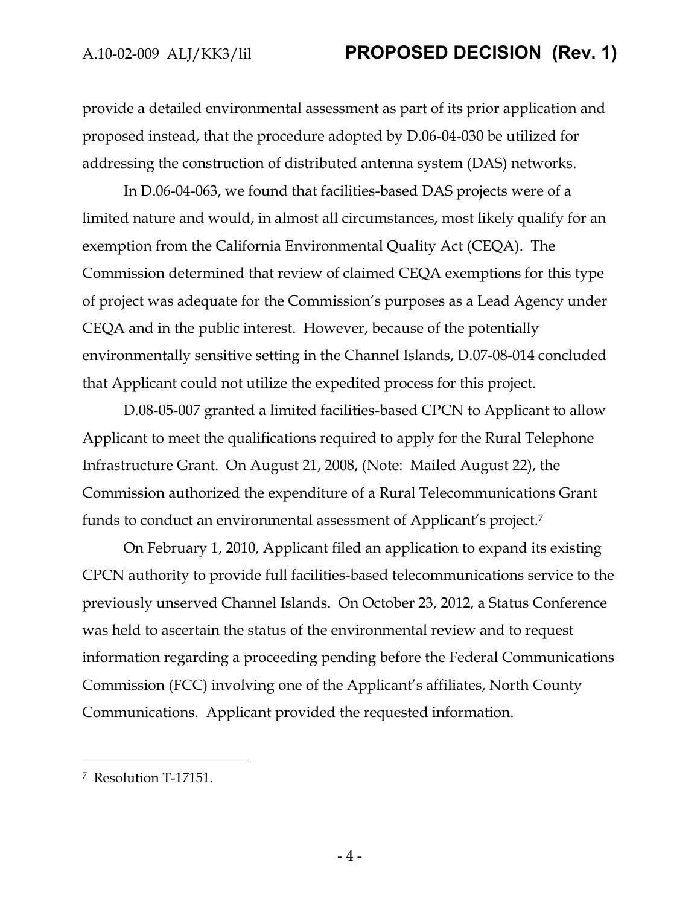provide a detailed environmental assessment as part of its prior application and proposed instead, that the procedure adopted by D.06-04-030 be utilized for addressing the construction of distributed antenna system (DAS) networks.

In D.06-04-063, we found that facilities-based DAS projects were of a limited nature and would, in almost all circumstances, most likely qualify for an exemption from the California Environmental Quality Act (CEQA). The Commission determined that review of claimed CEQA exemptions for this type of project was adequate for the Commission's purposes as a Lead Agency under CEQA and in the public interest. However, because of the potentially environmentally sensitive setting in the Channel Islands, D.07-08-014 concluded that Applicant could not utilize the expedited process for this project.

D.08-05-007 granted a limited facilities-based CPCN to Applicant to allow Applicant to meet the qualifications required to apply for the Rural Telephone Infrastructure Grant. On August 21, 2008, (Note: Mailed August 22), the Commission authorized the expenditure of a Rural Telecommunications Grant funds to conduct an environmental assessment of Applicant's project.[7]

On February 1, 2010, Applicant filed an application to expand its existing CPCN authority to provide full facilities-based telecommunications service to the previously unserved Channel Islands. On October 23, 2012, a Status Conference was held to ascertain the status of the environmental review and to request information regarding a proceeding pending before the Federal Communications Commission (FCC) involving one of the Applicant's affiliates, North County Communications. Applicant provided the requested information.

---

[7] Resolution T-17151.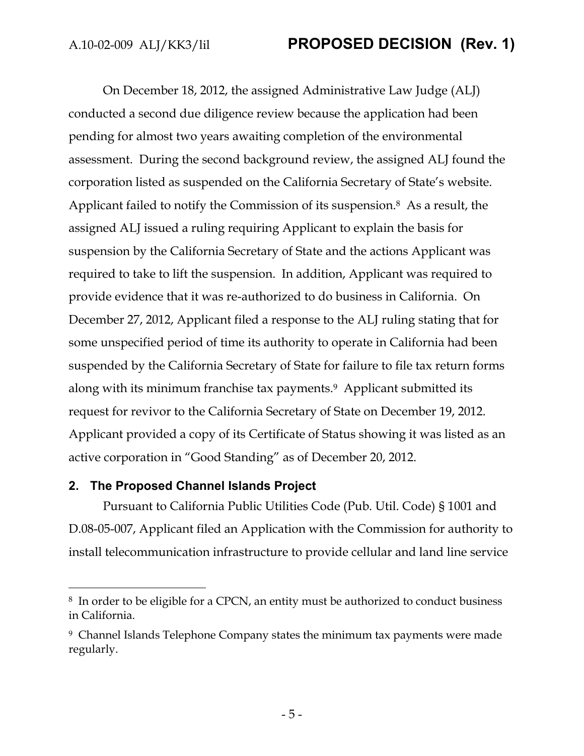On December 18, 2012, the assigned Administrative Law Judge (ALJ) conducted a second due diligence review because the application had been pending for almost two years awaiting completion of the environmental assessment. During the second background review, the assigned ALJ found the corporation listed as suspended on the California Secretary of State's website. Applicant failed to notify the Commission of its suspension.[8] As a result, the assigned ALJ issued a ruling requiring Applicant to explain the basis for suspension by the California Secretary of State and the actions Applicant was required to take to lift the suspension. In addition, Applicant was required to provide evidence that it was re-authorized to do business in California. On December 27, 2012, Applicant filed a response to the ALJ ruling stating that for some unspecified period of time its authority to operate in California had been suspended by the California Secretary of State for failure to file tax return forms along with its minimum franchise tax payments.[9] Applicant submitted its request for revivor to the California Secretary of State on December 19, 2012. Applicant provided a copy of its Certificate of Status showing it was listed as an active corporation in "Good Standing" as of December 20, 2012.

## 2. The Proposed Channel Islands Project

Pursuant to California Public Utilities Code (Pub. Util. Code) § 1001 and D.08-05-007, Applicant filed an Application with the Commission for authority to install telecommunication infrastructure to provide cellular and land line service

---

[8] In order to be eligible for a CPCN, an entity must be authorized to conduct business in California.

[9] Channel Islands Telephone Company states the minimum tax payments were made regularly.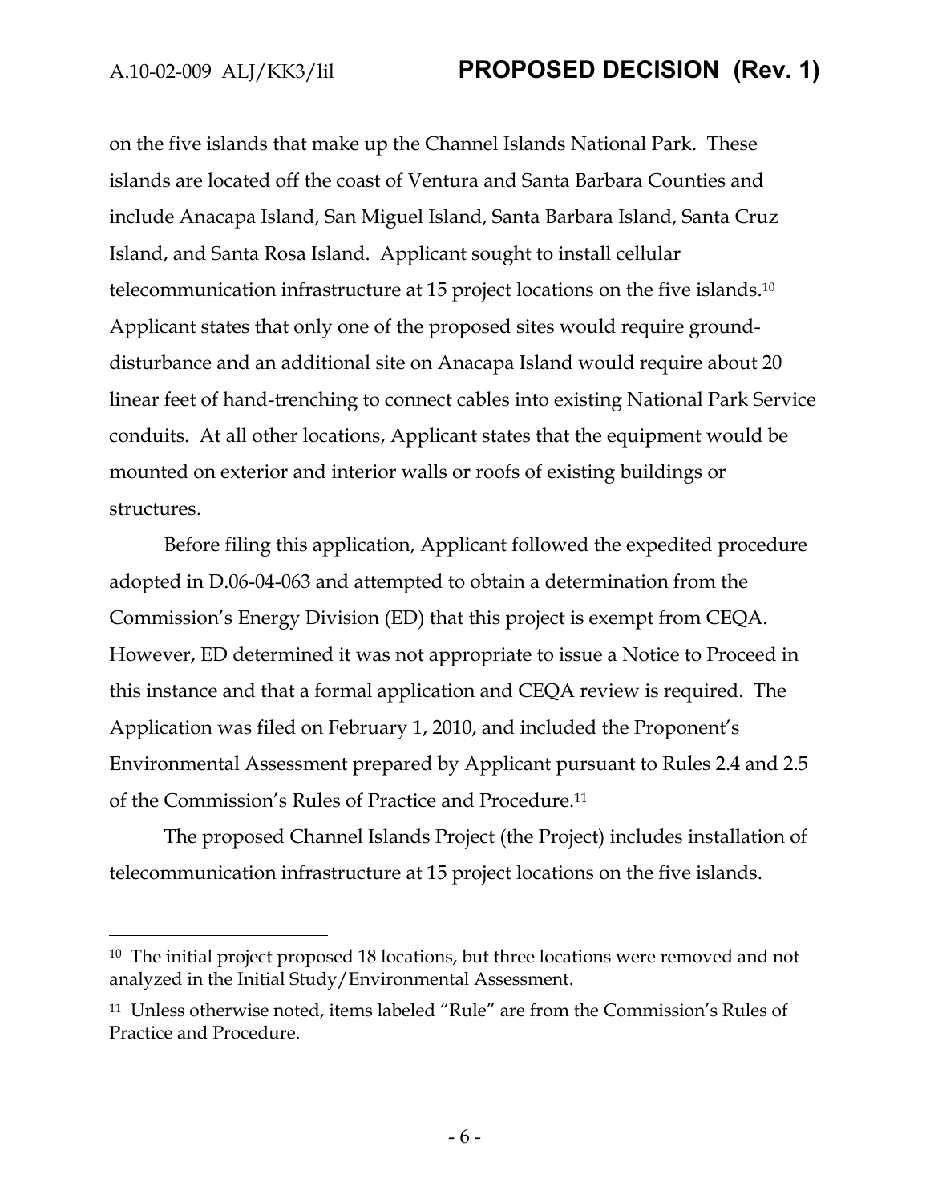on the five islands that make up the Channel Islands National Park. These islands are located off the coast of Ventura and Santa Barbara Counties and include Anacapa Island, San Miguel Island, Santa Barbara Island, Santa Cruz Island, and Santa Rosa Island. Applicant sought to install cellular telecommunication infrastructure at 15 project locations on the five islands.[10] Applicant states that only one of the proposed sites would require ground-disturbance and an additional site on Anacapa Island would require about 20 linear feet of hand-trenching to connect cables into existing National Park Service conduits. At all other locations, Applicant states that the equipment would be mounted on exterior and interior walls or roofs of existing buildings or structures.

Before filing this application, Applicant followed the expedited procedure adopted in D.06-04-063 and attempted to obtain a determination from the Commission's Energy Division (ED) that this project is exempt from CEQA. However, ED determined it was not appropriate to issue a Notice to Proceed in this instance and that a formal application and CEQA review is required. The Application was filed on February 1, 2010, and included the Proponent's Environmental Assessment prepared by Applicant pursuant to Rules 2.4 and 2.5 of the Commission's Rules of Practice and Procedure.[11]

The proposed Channel Islands Project (the Project) includes installation of telecommunication infrastructure at 15 project locations on the five islands.

---

[10] The initial project proposed 18 locations, but three locations were removed and not analyzed in the Initial Study/Environmental Assessment.

[11] Unless otherwise noted, items labeled "Rule" are from the Commission's Rules of Practice and Procedure.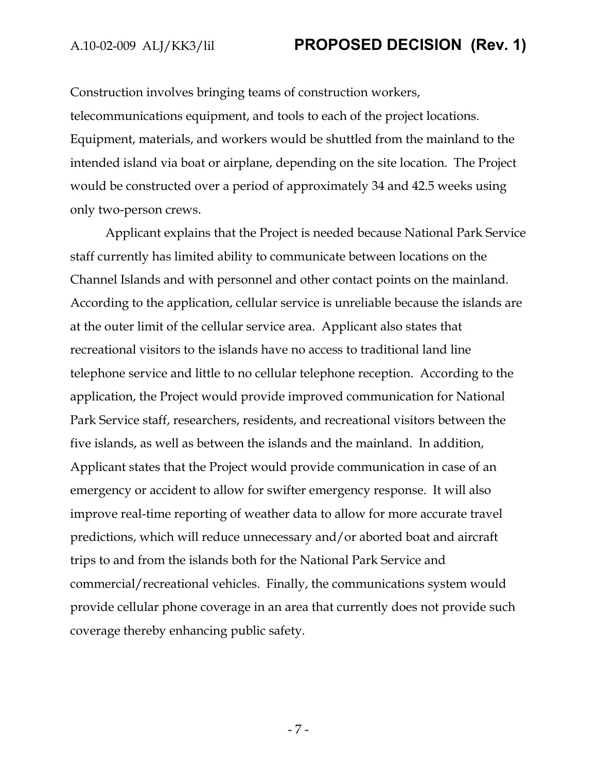Construction involves bringing teams of construction workers, telecommunications equipment, and tools to each of the project locations. Equipment, materials, and workers would be shuttled from the mainland to the intended island via boat or airplane, depending on the site location. The Project would be constructed over a period of approximately 34 and 42.5 weeks using only two-person crews.

Applicant explains that the Project is needed because National Park Service staff currently has limited ability to communicate between locations on the Channel Islands and with personnel and other contact points on the mainland. According to the application, cellular service is unreliable because the islands are at the outer limit of the cellular service area. Applicant also states that recreational visitors to the islands have no access to traditional land line telephone service and little to no cellular telephone reception. According to the application, the Project would provide improved communication for National Park Service staff, researchers, residents, and recreational visitors between the five islands, as well as between the islands and the mainland. In addition, Applicant states that the Project would provide communication in case of an emergency or accident to allow for swifter emergency response. It will also improve real-time reporting of weather data to allow for more accurate travel predictions, which will reduce unnecessary and/or aborted boat and aircraft trips to and from the islands both for the National Park Service and commercial/recreational vehicles. Finally, the communications system would provide cellular phone coverage in an area that currently does not provide such coverage thereby enhancing public safety.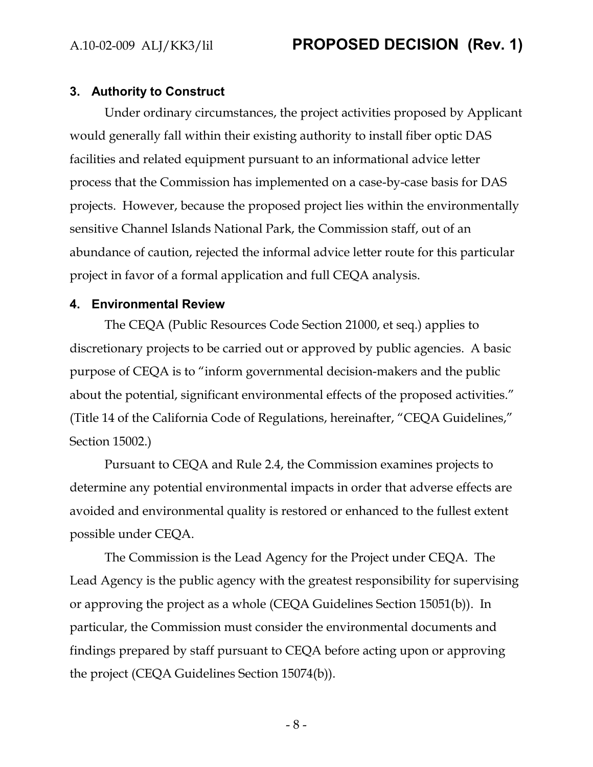## 3. Authority to Construct

Under ordinary circumstances, the project activities proposed by Applicant would generally fall within their existing authority to install fiber optic DAS facilities and related equipment pursuant to an informational advice letter process that the Commission has implemented on a case-by-case basis for DAS projects. However, because the proposed project lies within the environmentally sensitive Channel Islands National Park, the Commission staff, out of an abundance of caution, rejected the informal advice letter route for this particular project in favor of a formal application and full CEQA analysis.

## 4. Environmental Review

The CEQA (Public Resources Code Section 21000, et seq.) applies to discretionary projects to be carried out or approved by public agencies. A basic purpose of CEQA is to "inform governmental decision-makers and the public about the potential, significant environmental effects of the proposed activities." (Title 14 of the California Code of Regulations, hereinafter, "CEQA Guidelines," Section 15002.)

Pursuant to CEQA and Rule 2.4, the Commission examines projects to determine any potential environmental impacts in order that adverse effects are avoided and environmental quality is restored or enhanced to the fullest extent possible under CEQA.

The Commission is the Lead Agency for the Project under CEQA. The Lead Agency is the public agency with the greatest responsibility for supervising or approving the project as a whole (CEQA Guidelines Section 15051(b)). In particular, the Commission must consider the environmental documents and findings prepared by staff pursuant to CEQA before acting upon or approving the project (CEQA Guidelines Section 15074(b)).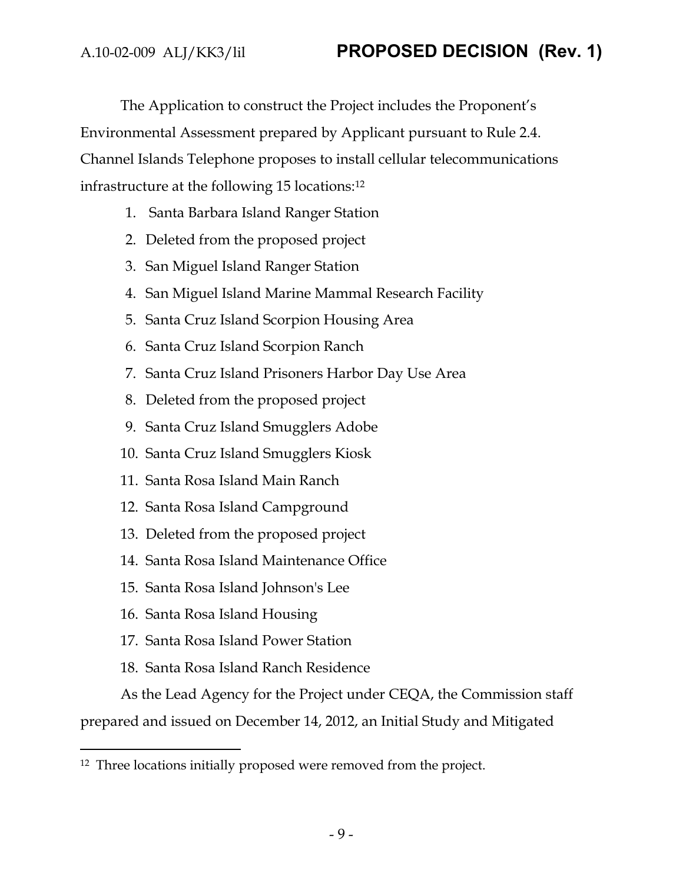The Application to construct the Project includes the Proponent's Environmental Assessment prepared by Applicant pursuant to Rule 2.4. Channel Islands Telephone proposes to install cellular telecommunications infrastructure at the following 15 locations:[12]

1. Santa Barbara Island Ranger Station
2. Deleted from the proposed project
3. San Miguel Island Ranger Station
4. San Miguel Island Marine Mammal Research Facility
5. Santa Cruz Island Scorpion Housing Area
6. Santa Cruz Island Scorpion Ranch
7. Santa Cruz Island Prisoners Harbor Day Use Area
8. Deleted from the proposed project
9. Santa Cruz Island Smugglers Adobe
10. Santa Cruz Island Smugglers Kiosk
11. Santa Rosa Island Main Ranch
12. Santa Rosa Island Campground
13. Deleted from the proposed project
14. Santa Rosa Island Maintenance Office
15. Santa Rosa Island Johnson's Lee
16. Santa Rosa Island Housing
17. Santa Rosa Island Power Station
18. Santa Rosa Island Ranch Residence

As the Lead Agency for the Project under CEQA, the Commission staff prepared and issued on December 14, 2012, an Initial Study and Mitigated

---

[12] Three locations initially proposed were removed from the project.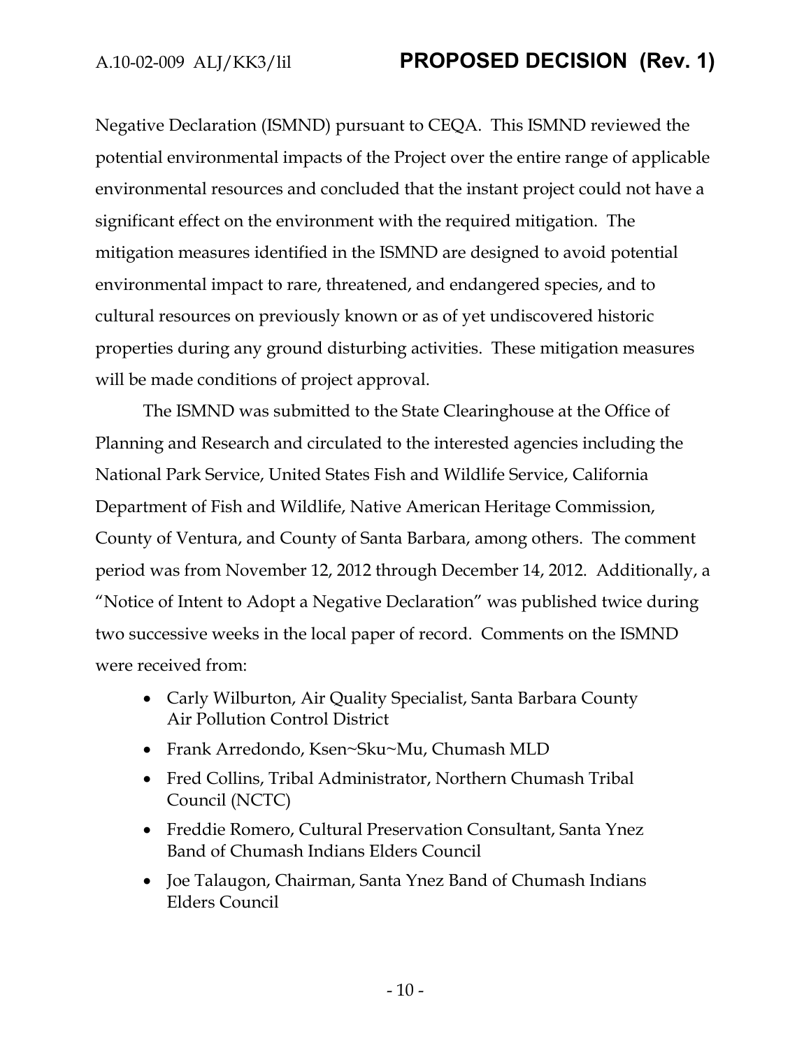Negative Declaration (ISMND) pursuant to CEQA. This ISMND reviewed the potential environmental impacts of the Project over the entire range of applicable environmental resources and concluded that the instant project could not have a significant effect on the environment with the required mitigation. The mitigation measures identified in the ISMND are designed to avoid potential environmental impact to rare, threatened, and endangered species, and to cultural resources on previously known or as of yet undiscovered historic properties during any ground disturbing activities. These mitigation measures will be made conditions of project approval.

The ISMND was submitted to the State Clearinghouse at the Office of Planning and Research and circulated to the interested agencies including the National Park Service, United States Fish and Wildlife Service, California Department of Fish and Wildlife, Native American Heritage Commission, County of Ventura, and County of Santa Barbara, among others. The comment period was from November 12, 2012 through December 14, 2012. Additionally, a "Notice of Intent to Adopt a Negative Declaration" was published twice during two successive weeks in the local paper of record. Comments on the ISMND were received from:

- Carly Wilburton, Air Quality Specialist, Santa Barbara County Air Pollution Control District
- Frank Arredondo, Ksen~Sku~Mu, Chumash MLD
- Fred Collins, Tribal Administrator, Northern Chumash Tribal Council (NCTC)
- Freddie Romero, Cultural Preservation Consultant, Santa Ynez Band of Chumash Indians Elders Council
- Joe Talaugon, Chairman, Santa Ynez Band of Chumash Indians Elders Council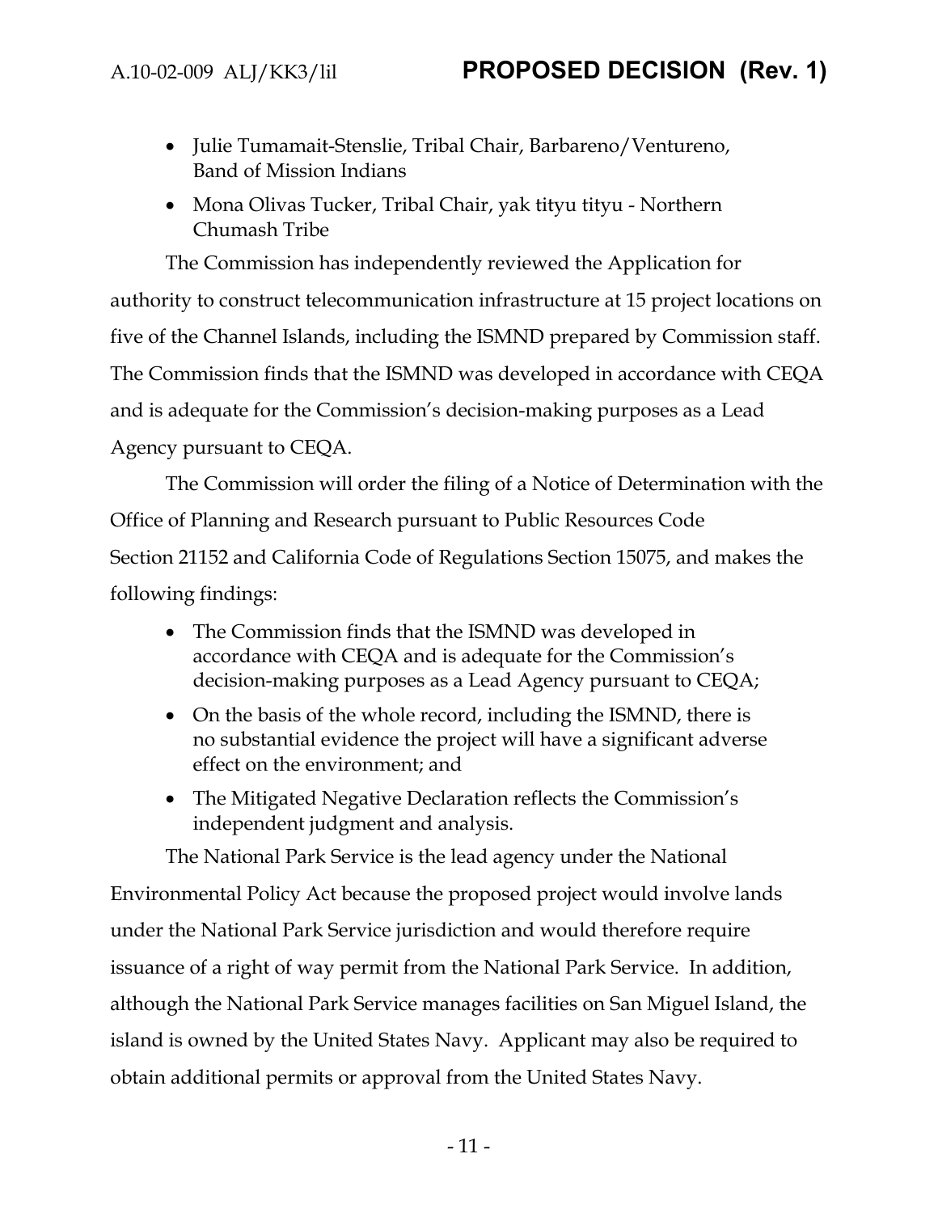- Julie Tumamait-Stenslie, Tribal Chair, Barbareno/Ventureno, Band of Mission Indians
- Mona Olivas Tucker, Tribal Chair, yak tityu tityu - Northern Chumash Tribe

The Commission has independently reviewed the Application for authority to construct telecommunication infrastructure at 15 project locations on five of the Channel Islands, including the ISMND prepared by Commission staff. The Commission finds that the ISMND was developed in accordance with CEQA and is adequate for the Commission's decision-making purposes as a Lead Agency pursuant to CEQA.

The Commission will order the filing of a Notice of Determination with the Office of Planning and Research pursuant to Public Resources Code Section 21152 and California Code of Regulations Section 15075, and makes the following findings:

- The Commission finds that the ISMND was developed in accordance with CEQA and is adequate for the Commission's decision-making purposes as a Lead Agency pursuant to CEQA;
- On the basis of the whole record, including the ISMND, there is no substantial evidence the project will have a significant adverse effect on the environment; and
- The Mitigated Negative Declaration reflects the Commission's independent judgment and analysis.

The National Park Service is the lead agency under the National Environmental Policy Act because the proposed project would involve lands under the National Park Service jurisdiction and would therefore require issuance of a right of way permit from the National Park Service. In addition, although the National Park Service manages facilities on San Miguel Island, the island is owned by the United States Navy. Applicant may also be required to obtain additional permits or approval from the United States Navy.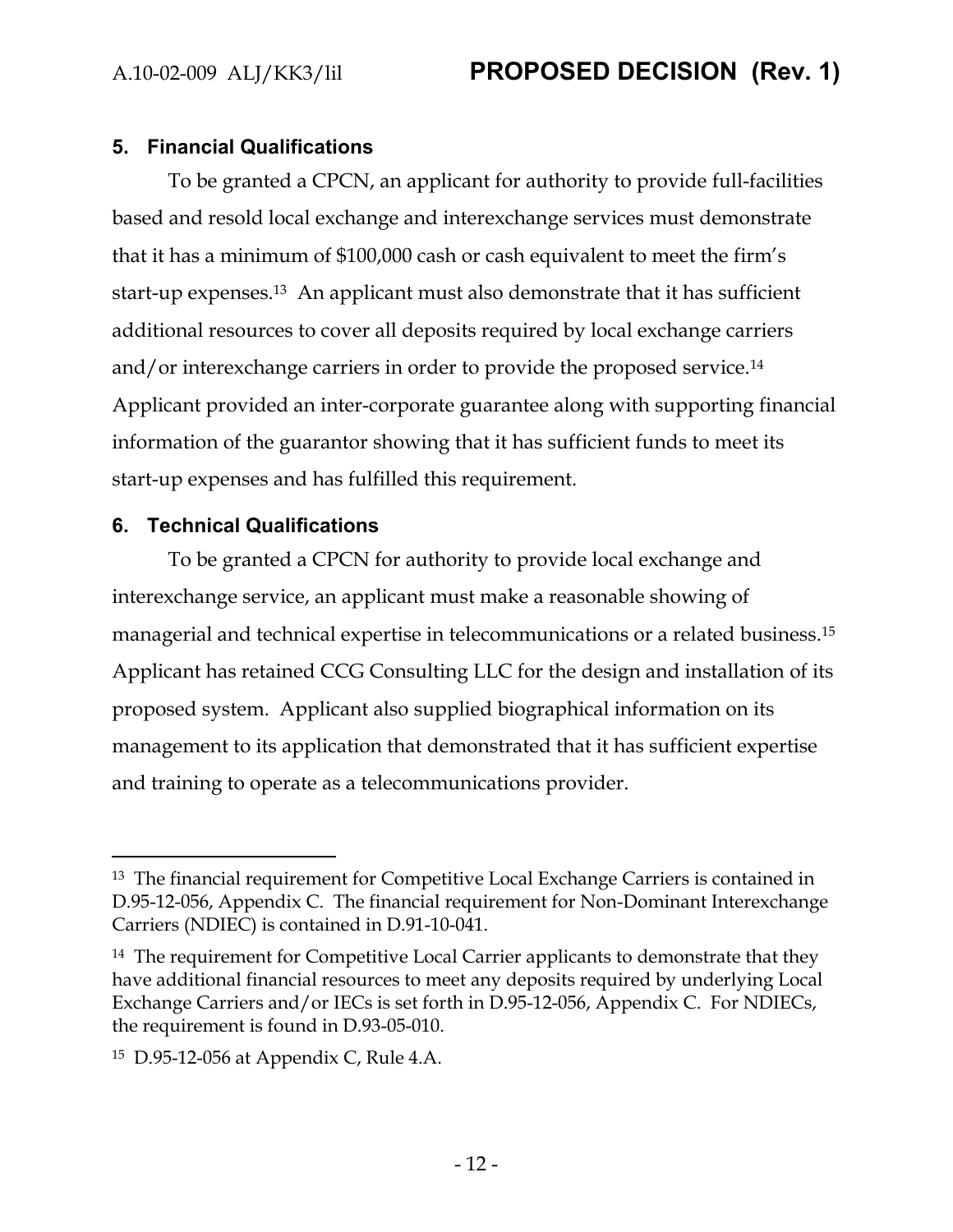## 5. Financial Qualifications

To be granted a CPCN, an applicant for authority to provide full-facilities based and resold local exchange and interexchange services must demonstrate that it has a minimum of $100,000 cash or cash equivalent to meet the firm's start-up expenses.[13] An applicant must also demonstrate that it has sufficient additional resources to cover all deposits required by local exchange carriers and/or interexchange carriers in order to provide the proposed service.[14] Applicant provided an inter-corporate guarantee along with supporting financial information of the guarantor showing that it has sufficient funds to meet its start-up expenses and has fulfilled this requirement.

## 6. Technical Qualifications

To be granted a CPCN for authority to provide local exchange and interexchange service, an applicant must make a reasonable showing of managerial and technical expertise in telecommunications or a related business.[15] Applicant has retained CCG Consulting LLC for the design and installation of its proposed system. Applicant also supplied biographical information on its management to its application that demonstrated that it has sufficient expertise and training to operate as a telecommunications provider.

---

[13] The financial requirement for Competitive Local Exchange Carriers is contained in D.95-12-056, Appendix C. The financial requirement for Non-Dominant Interexchange Carriers (NDIEC) is contained in D.91-10-041.

[14] The requirement for Competitive Local Carrier applicants to demonstrate that they have additional financial resources to meet any deposits required by underlying Local Exchange Carriers and/or IECs is set forth in D.95-12-056, Appendix C. For NDIECs, the requirement is found in D.93-05-010.

[15] D.95-12-056 at Appendix C, Rule 4.A.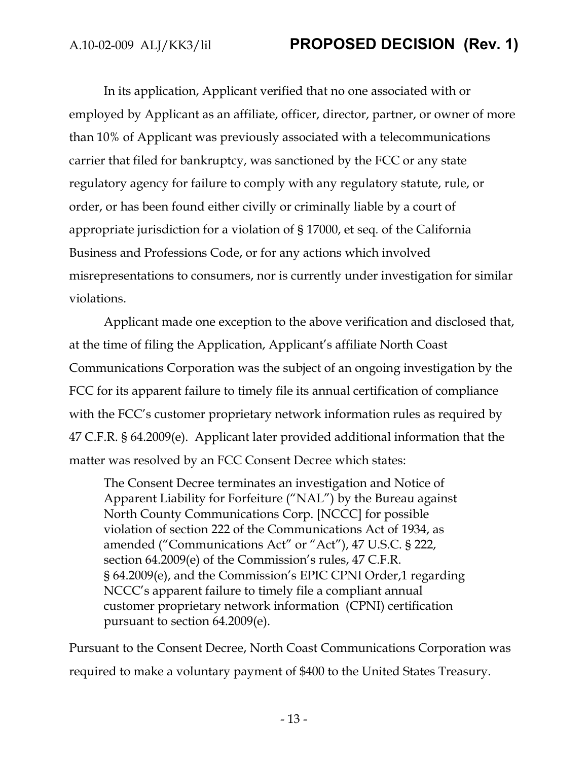In its application, Applicant verified that no one associated with or employed by Applicant as an affiliate, officer, director, partner, or owner of more than 10% of Applicant was previously associated with a telecommunications carrier that filed for bankruptcy, was sanctioned by the FCC or any state regulatory agency for failure to comply with any regulatory statute, rule, or order, or has been found either civilly or criminally liable by a court of appropriate jurisdiction for a violation of § 17000, et seq. of the California Business and Professions Code, or for any actions which involved misrepresentations to consumers, nor is currently under investigation for similar violations.

Applicant made one exception to the above verification and disclosed that, at the time of filing the Application, Applicant's affiliate North Coast Communications Corporation was the subject of an ongoing investigation by the FCC for its apparent failure to timely file its annual certification of compliance with the FCC's customer proprietary network information rules as required by 47 C.F.R. § 64.2009(e). Applicant later provided additional information that the matter was resolved by an FCC Consent Decree which states:

> The Consent Decree terminates an investigation and Notice of Apparent Liability for Forfeiture ("NAL") by the Bureau against North County Communications Corp. [NCCC] for possible violation of section 222 of the Communications Act of 1934, as amended ("Communications Act" or "Act"), 47 U.S.C. § 222, section 64.2009(e) of the Commission's rules, 47 C.F.R. § 64.2009(e), and the Commission's EPIC CPNI Order,1 regarding NCCC's apparent failure to timely file a compliant annual customer proprietary network information (CPNI) certification pursuant to section 64.2009(e).

Pursuant to the Consent Decree, North Coast Communications Corporation was required to make a voluntary payment of $400 to the United States Treasury.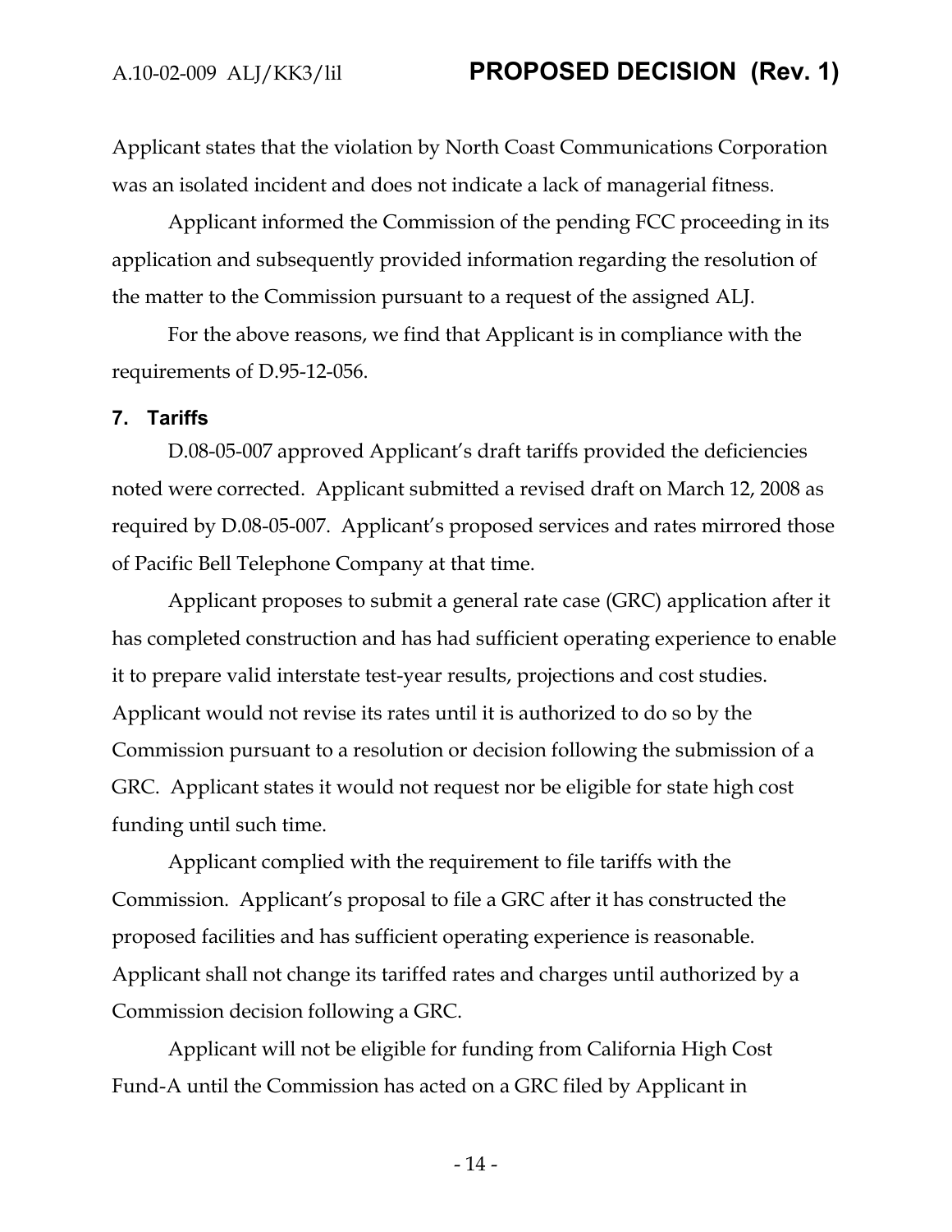Applicant states that the violation by North Coast Communications Corporation was an isolated incident and does not indicate a lack of managerial fitness.

Applicant informed the Commission of the pending FCC proceeding in its application and subsequently provided information regarding the resolution of the matter to the Commission pursuant to a request of the assigned ALJ.

For the above reasons, we find that Applicant is in compliance with the requirements of D.95-12-056.

## 7. Tariffs

D.08-05-007 approved Applicant's draft tariffs provided the deficiencies noted were corrected. Applicant submitted a revised draft on March 12, 2008 as required by D.08-05-007. Applicant's proposed services and rates mirrored those of Pacific Bell Telephone Company at that time.

Applicant proposes to submit a general rate case (GRC) application after it has completed construction and has had sufficient operating experience to enable it to prepare valid interstate test-year results, projections and cost studies. Applicant would not revise its rates until it is authorized to do so by the Commission pursuant to a resolution or decision following the submission of a GRC. Applicant states it would not request nor be eligible for state high cost funding until such time.

Applicant complied with the requirement to file tariffs with the Commission. Applicant's proposal to file a GRC after it has constructed the proposed facilities and has sufficient operating experience is reasonable. Applicant shall not change its tariffed rates and charges until authorized by a Commission decision following a GRC.

Applicant will not be eligible for funding from California High Cost Fund-A until the Commission has acted on a GRC filed by Applicant in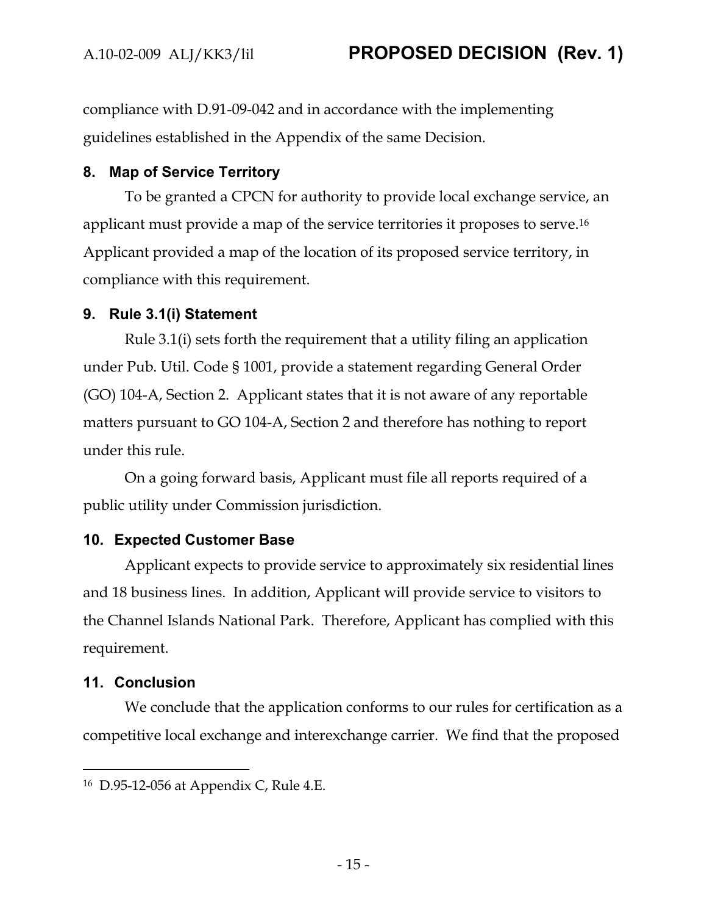compliance with D.91-09-042 and in accordance with the implementing guidelines established in the Appendix of the same Decision.

## 8. Map of Service Territory

To be granted a CPCN for authority to provide local exchange service, an applicant must provide a map of the service territories it proposes to serve.[16] Applicant provided a map of the location of its proposed service territory, in compliance with this requirement.

## 9. Rule 3.1(i) Statement

Rule 3.1(i) sets forth the requirement that a utility filing an application under Pub. Util. Code § 1001, provide a statement regarding General Order (GO) 104-A, Section 2. Applicant states that it is not aware of any reportable matters pursuant to GO 104-A, Section 2 and therefore has nothing to report under this rule.

On a going forward basis, Applicant must file all reports required of a public utility under Commission jurisdiction.

## 10. Expected Customer Base

Applicant expects to provide service to approximately six residential lines and 18 business lines. In addition, Applicant will provide service to visitors to the Channel Islands National Park. Therefore, Applicant has complied with this requirement.

## 11. Conclusion

We conclude that the application conforms to our rules for certification as a competitive local exchange and interexchange carrier. We find that the proposed

---

[16] D.95-12-056 at Appendix C, Rule 4.E.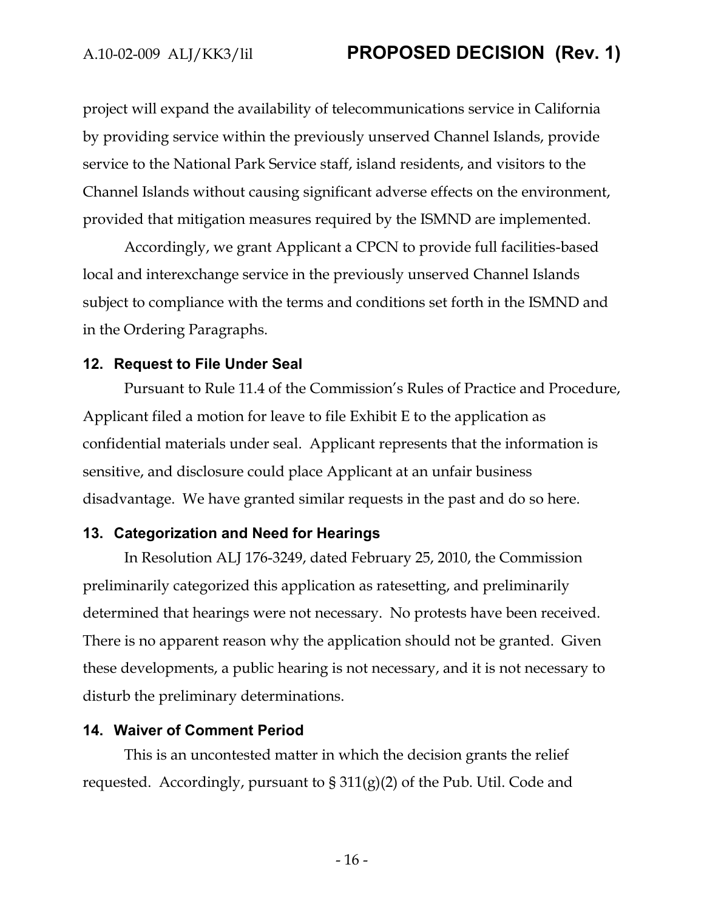project will expand the availability of telecommunications service in California by providing service within the previously unserved Channel Islands, provide service to the National Park Service staff, island residents, and visitors to the Channel Islands without causing significant adverse effects on the environment, provided that mitigation measures required by the ISMND are implemented.

Accordingly, we grant Applicant a CPCN to provide full facilities-based local and interexchange service in the previously unserved Channel Islands subject to compliance with the terms and conditions set forth in the ISMND and in the Ordering Paragraphs.

### 12. Request to File Under Seal

Pursuant to Rule 11.4 of the Commission's Rules of Practice and Procedure, Applicant filed a motion for leave to file Exhibit E to the application as confidential materials under seal. Applicant represents that the information is sensitive, and disclosure could place Applicant at an unfair business disadvantage. We have granted similar requests in the past and do so here.

### 13. Categorization and Need for Hearings

In Resolution ALJ 176-3249, dated February 25, 2010, the Commission preliminarily categorized this application as ratesetting, and preliminarily determined that hearings were not necessary. No protests have been received. There is no apparent reason why the application should not be granted. Given these developments, a public hearing is not necessary, and it is not necessary to disturb the preliminary determinations.

### 14. Waiver of Comment Period

This is an uncontested matter in which the decision grants the relief requested. Accordingly, pursuant to § 311(g)(2) of the Pub. Util. Code and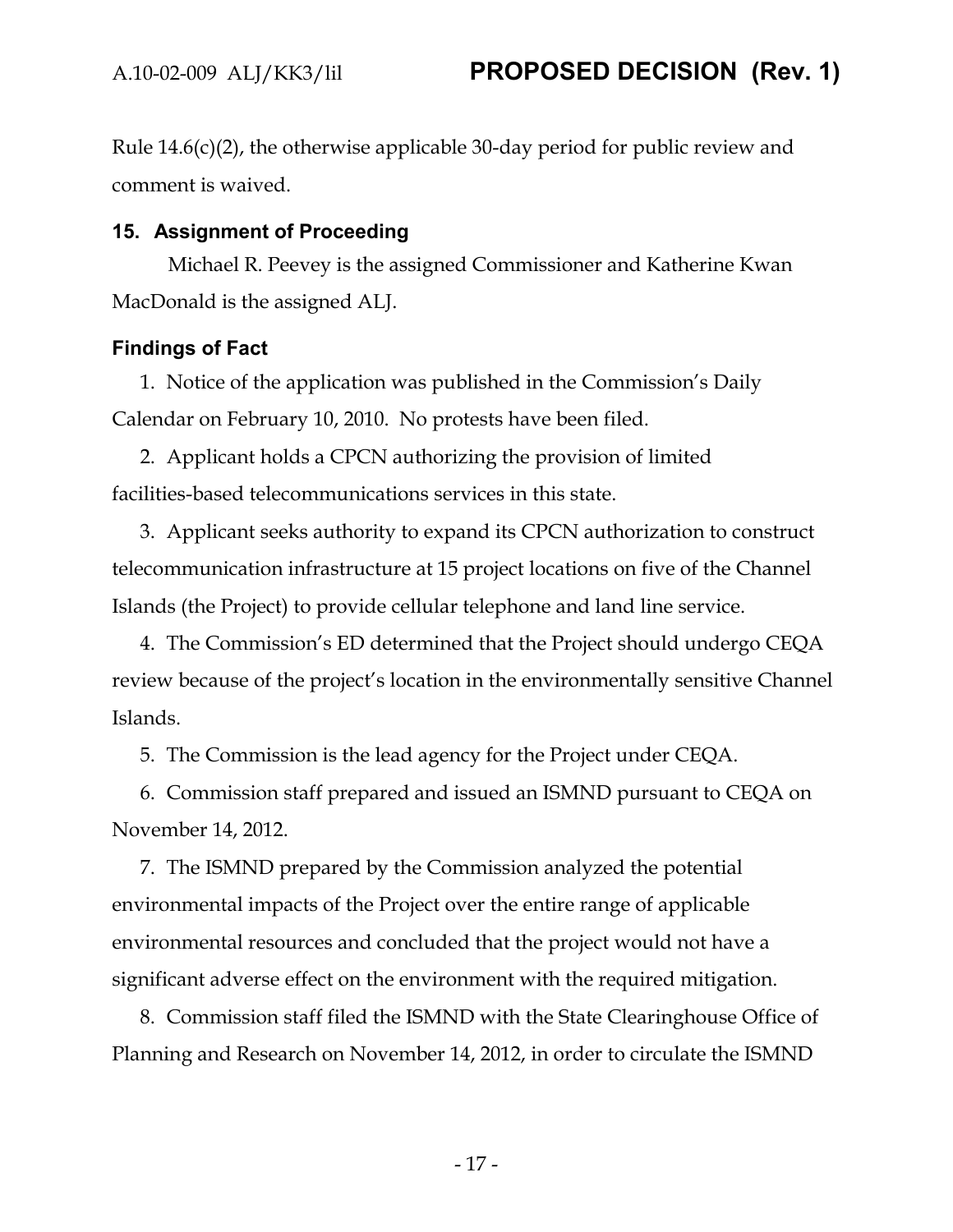Rule 14.6(c)(2), the otherwise applicable 30-day period for public review and comment is waived.

## 15. Assignment of Proceeding

Michael R. Peevey is the assigned Commissioner and Katherine Kwan MacDonald is the assigned ALJ.

## Findings of Fact

1. Notice of the application was published in the Commission's Daily Calendar on February 10, 2010. No protests have been filed.

2. Applicant holds a CPCN authorizing the provision of limited facilities-based telecommunications services in this state.

3. Applicant seeks authority to expand its CPCN authorization to construct telecommunication infrastructure at 15 project locations on five of the Channel Islands (the Project) to provide cellular telephone and land line service.

4. The Commission's ED determined that the Project should undergo CEQA review because of the project's location in the environmentally sensitive Channel Islands.

5. The Commission is the lead agency for the Project under CEQA.

6. Commission staff prepared and issued an ISMND pursuant to CEQA on November 14, 2012.

7. The ISMND prepared by the Commission analyzed the potential environmental impacts of the Project over the entire range of applicable environmental resources and concluded that the project would not have a significant adverse effect on the environment with the required mitigation.

8. Commission staff filed the ISMND with the State Clearinghouse Office of Planning and Research on November 14, 2012, in order to circulate the ISMND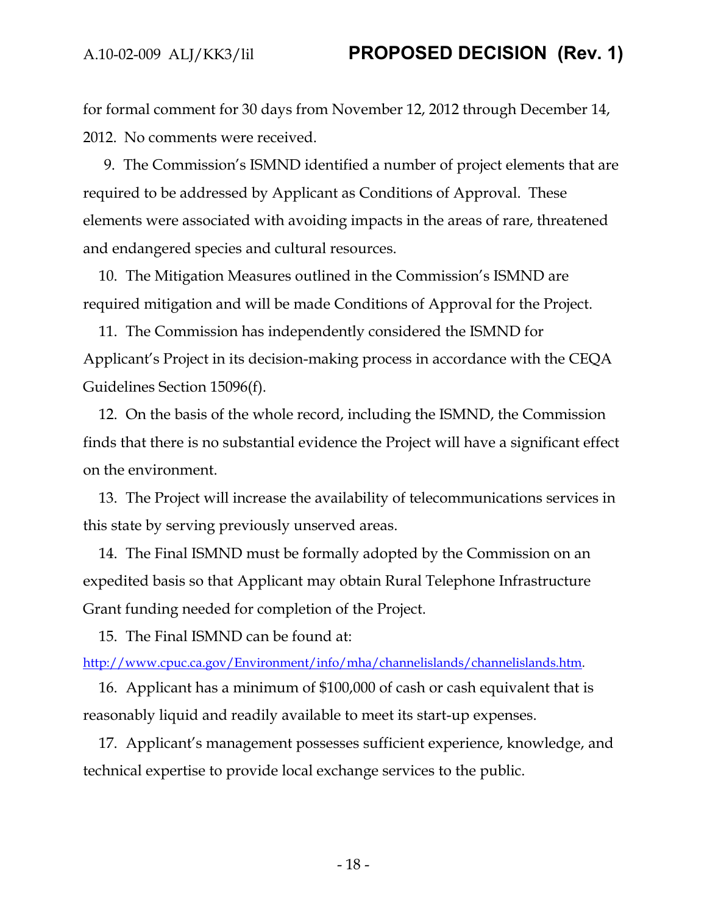for formal comment for 30 days from November 12, 2012 through December 14, 2012. No comments were received.

9. The Commission's ISMND identified a number of project elements that are required to be addressed by Applicant as Conditions of Approval. These elements were associated with avoiding impacts in the areas of rare, threatened and endangered species and cultural resources.

10. The Mitigation Measures outlined in the Commission's ISMND are required mitigation and will be made Conditions of Approval for the Project.

11. The Commission has independently considered the ISMND for Applicant's Project in its decision-making process in accordance with the CEQA Guidelines Section 15096(f).

12. On the basis of the whole record, including the ISMND, the Commission finds that there is no substantial evidence the Project will have a significant effect on the environment.

13. The Project will increase the availability of telecommunications services in this state by serving previously unserved areas.

14. The Final ISMND must be formally adopted by the Commission on an expedited basis so that Applicant may obtain Rural Telephone Infrastructure Grant funding needed for completion of the Project.

15. The Final ISMND can be found at: http://www.cpuc.ca.gov/Environment/info/mha/channelislands/channelislands.htm.

16. Applicant has a minimum of $100,000 of cash or cash equivalent that is reasonably liquid and readily available to meet its start-up expenses.

17. Applicant's management possesses sufficient experience, knowledge, and technical expertise to provide local exchange services to the public.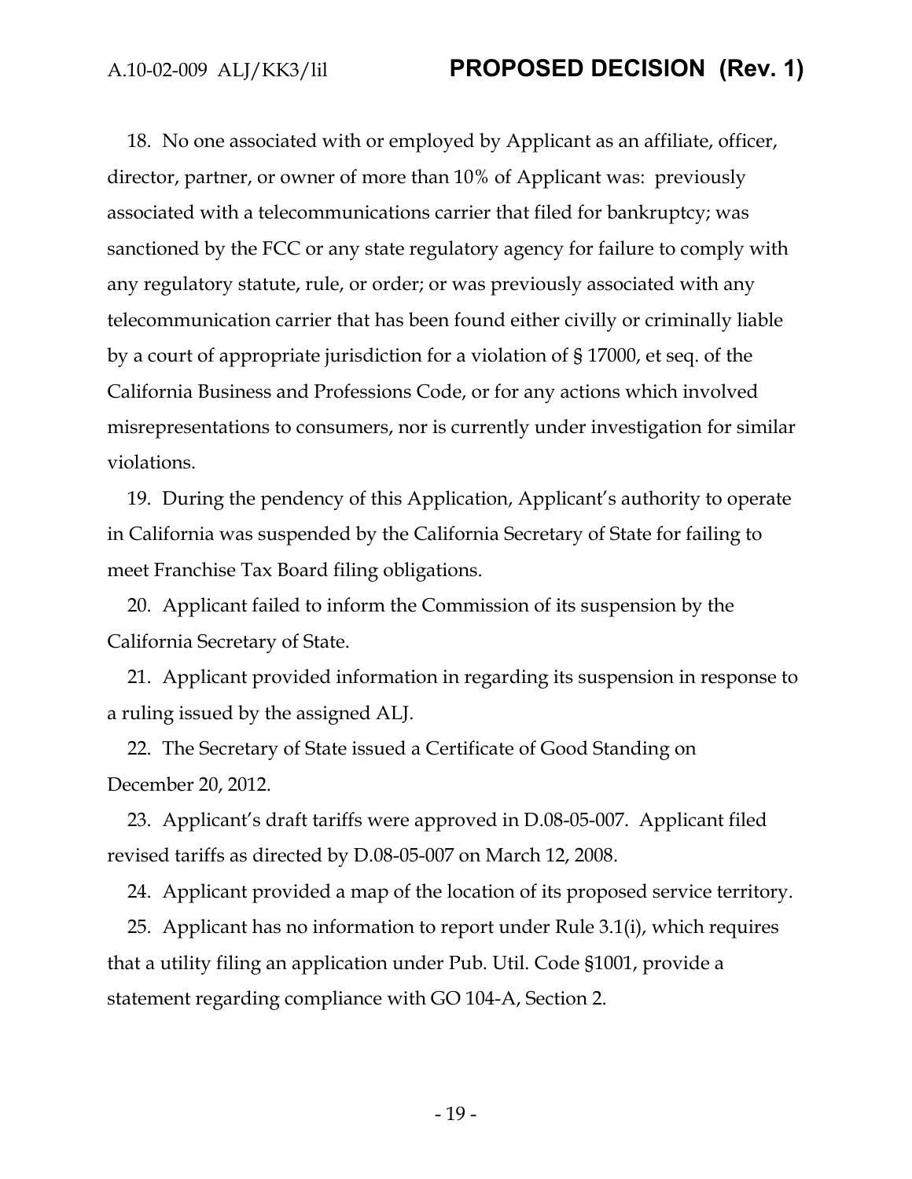18. No one associated with or employed by Applicant as an affiliate, officer, director, partner, or owner of more than 10% of Applicant was: previously associated with a telecommunications carrier that filed for bankruptcy; was sanctioned by the FCC or any state regulatory agency for failure to comply with any regulatory statute, rule, or order; or was previously associated with any telecommunication carrier that has been found either civilly or criminally liable by a court of appropriate jurisdiction for a violation of § 17000, et seq. of the California Business and Professions Code, or for any actions which involved misrepresentations to consumers, nor is currently under investigation for similar violations.

19. During the pendency of this Application, Applicant's authority to operate in California was suspended by the California Secretary of State for failing to meet Franchise Tax Board filing obligations.

20. Applicant failed to inform the Commission of its suspension by the California Secretary of State.

21. Applicant provided information in regarding its suspension in response to a ruling issued by the assigned ALJ.

22. The Secretary of State issued a Certificate of Good Standing on December 20, 2012.

23. Applicant's draft tariffs were approved in D.08-05-007. Applicant filed revised tariffs as directed by D.08-05-007 on March 12, 2008.

24. Applicant provided a map of the location of its proposed service territory.

25. Applicant has no information to report under Rule 3.1(i), which requires that a utility filing an application under Pub. Util. Code §1001, provide a statement regarding compliance with GO 104-A, Section 2.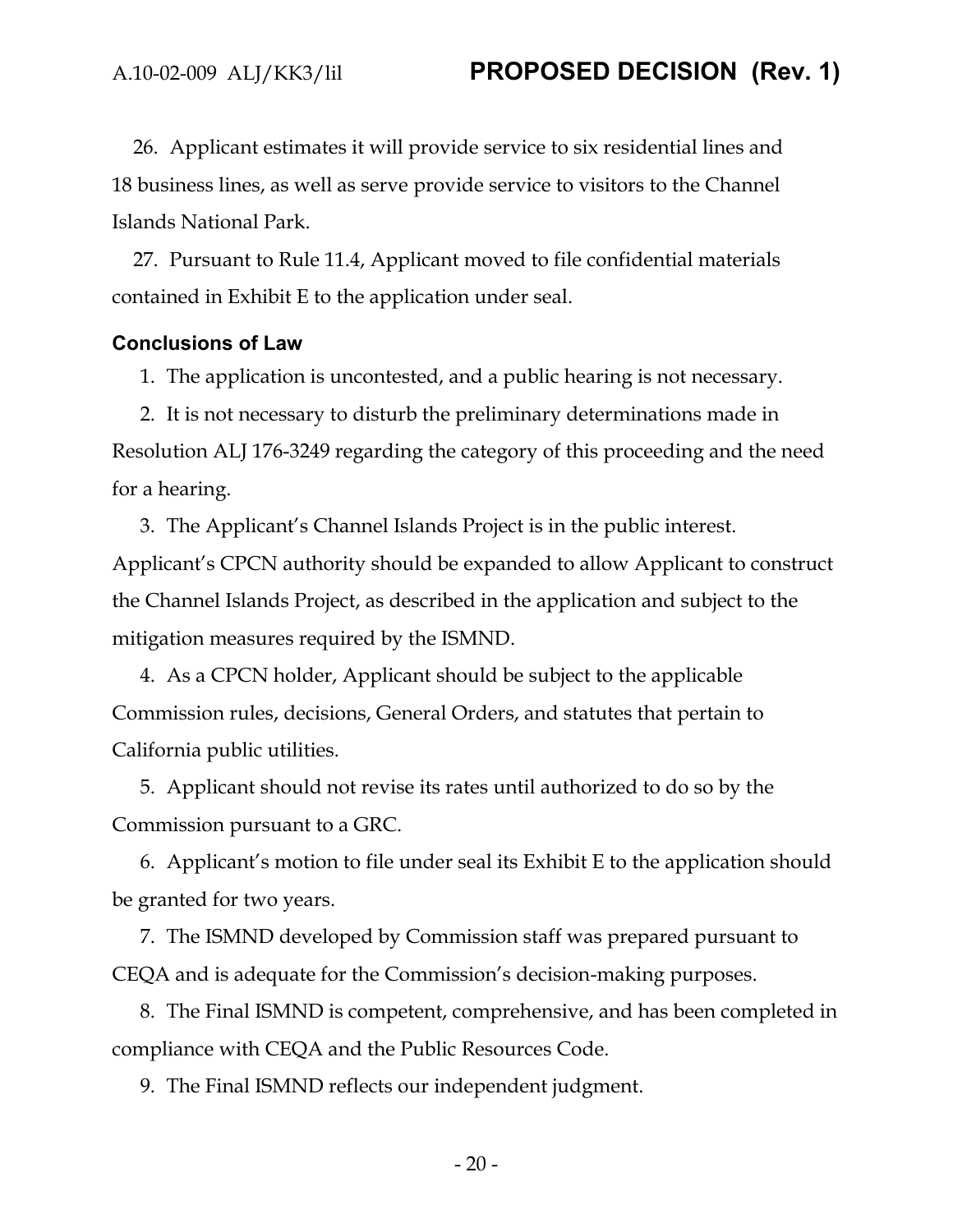26. Applicant estimates it will provide service to six residential lines and 18 business lines, as well as serve provide service to visitors to the Channel Islands National Park.

27. Pursuant to Rule 11.4, Applicant moved to file confidential materials contained in Exhibit E to the application under seal.

## Conclusions of Law

1. The application is uncontested, and a public hearing is not necessary.

2. It is not necessary to disturb the preliminary determinations made in Resolution ALJ 176-3249 regarding the category of this proceeding and the need for a hearing.

3. The Applicant's Channel Islands Project is in the public interest. Applicant's CPCN authority should be expanded to allow Applicant to construct the Channel Islands Project, as described in the application and subject to the mitigation measures required by the ISMND.

4. As a CPCN holder, Applicant should be subject to the applicable Commission rules, decisions, General Orders, and statutes that pertain to California public utilities.

5. Applicant should not revise its rates until authorized to do so by the Commission pursuant to a GRC.

6. Applicant's motion to file under seal its Exhibit E to the application should be granted for two years.

7. The ISMND developed by Commission staff was prepared pursuant to CEQA and is adequate for the Commission's decision-making purposes.

8. The Final ISMND is competent, comprehensive, and has been completed in compliance with CEQA and the Public Resources Code.

9. The Final ISMND reflects our independent judgment.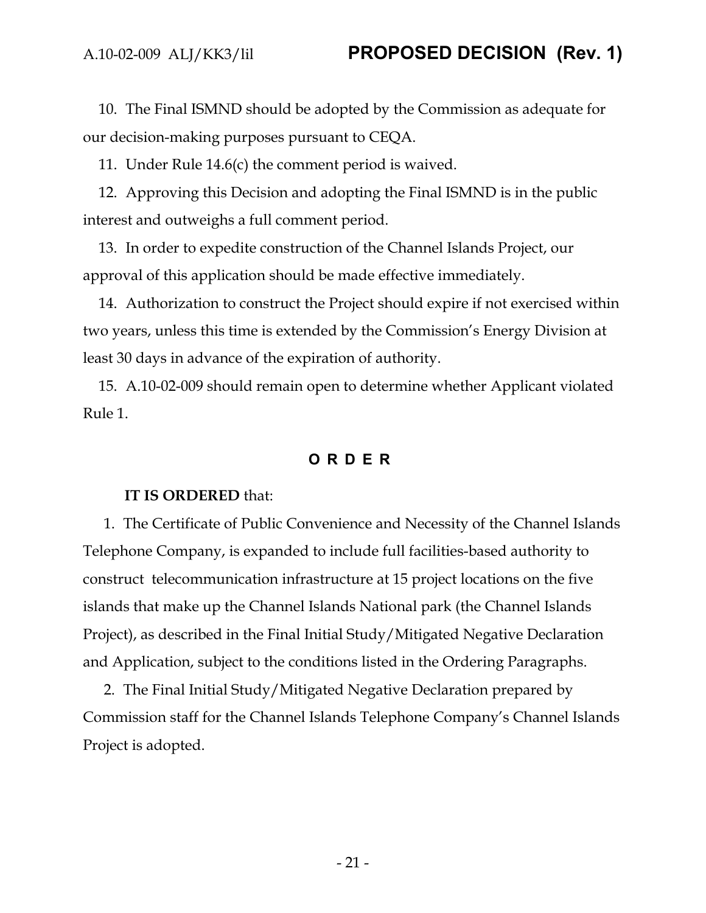10. The Final ISMND should be adopted by the Commission as adequate for our decision-making purposes pursuant to CEQA.

11. Under Rule 14.6(c) the comment period is waived.

12. Approving this Decision and adopting the Final ISMND is in the public interest and outweighs a full comment period.

13. In order to expedite construction of the Channel Islands Project, our approval of this application should be made effective immediately.

14. Authorization to construct the Project should expire if not exercised within two years, unless this time is extended by the Commission's Energy Division at least 30 days in advance of the expiration of authority.

15. A.10-02-009 should remain open to determine whether Applicant violated Rule 1.

## O R D E R

**IT IS ORDERED** that:

1. The Certificate of Public Convenience and Necessity of the Channel Islands Telephone Company, is expanded to include full facilities-based authority to construct telecommunication infrastructure at 15 project locations on the five islands that make up the Channel Islands National park (the Channel Islands Project), as described in the Final Initial Study/Mitigated Negative Declaration and Application, subject to the conditions listed in the Ordering Paragraphs.

2. The Final Initial Study/Mitigated Negative Declaration prepared by Commission staff for the Channel Islands Telephone Company's Channel Islands Project is adopted.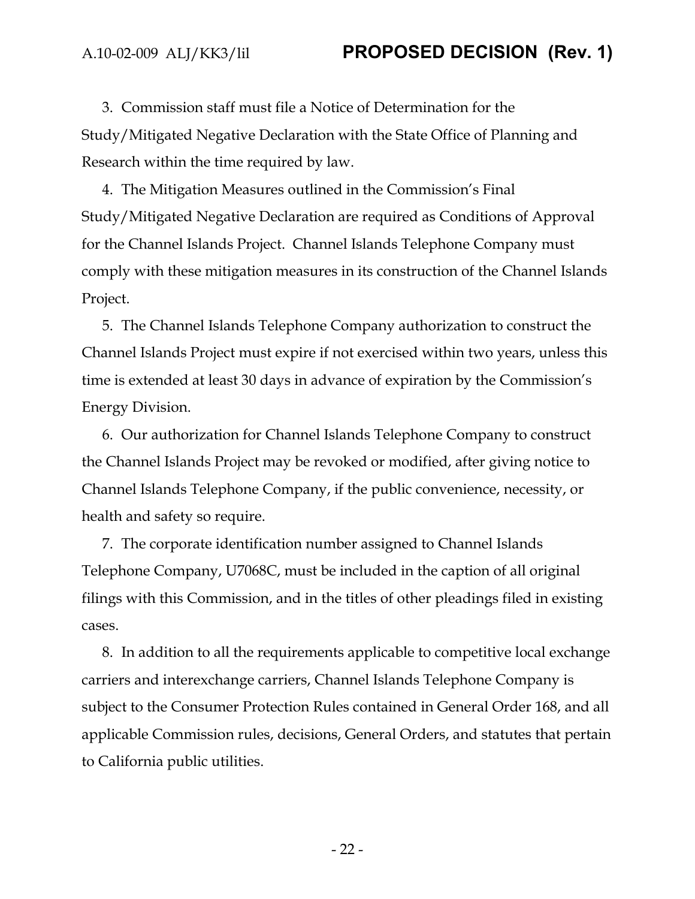3. Commission staff must file a Notice of Determination for the Study/Mitigated Negative Declaration with the State Office of Planning and Research within the time required by law.

4. The Mitigation Measures outlined in the Commission's Final Study/Mitigated Negative Declaration are required as Conditions of Approval for the Channel Islands Project. Channel Islands Telephone Company must comply with these mitigation measures in its construction of the Channel Islands Project.

5. The Channel Islands Telephone Company authorization to construct the Channel Islands Project must expire if not exercised within two years, unless this time is extended at least 30 days in advance of expiration by the Commission's Energy Division.

6. Our authorization for Channel Islands Telephone Company to construct the Channel Islands Project may be revoked or modified, after giving notice to Channel Islands Telephone Company, if the public convenience, necessity, or health and safety so require.

7. The corporate identification number assigned to Channel Islands Telephone Company, U7068C, must be included in the caption of all original filings with this Commission, and in the titles of other pleadings filed in existing cases.

8. In addition to all the requirements applicable to competitive local exchange carriers and interexchange carriers, Channel Islands Telephone Company is subject to the Consumer Protection Rules contained in General Order 168, and all applicable Commission rules, decisions, General Orders, and statutes that pertain to California public utilities.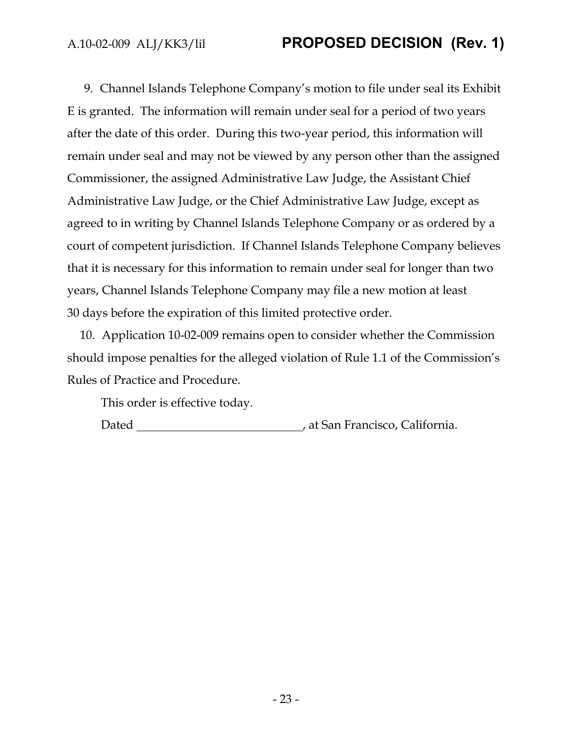9. Channel Islands Telephone Company's motion to file under seal its Exhibit E is granted. The information will remain under seal for a period of two years after the date of this order. During this two-year period, this information will remain under seal and may not be viewed by any person other than the assigned Commissioner, the assigned Administrative Law Judge, the Assistant Chief Administrative Law Judge, or the Chief Administrative Law Judge, except as agreed to in writing by Channel Islands Telephone Company or as ordered by a court of competent jurisdiction. If Channel Islands Telephone Company believes that it is necessary for this information to remain under seal for longer than two years, Channel Islands Telephone Company may file a new motion at least 30 days before the expiration of this limited protective order.

10. Application 10-02-009 remains open to consider whether the Commission should impose penalties for the alleged violation of Rule 1.1 of the Commission's Rules of Practice and Procedure.

This order is effective today.

Dated \_\_\_\_\_\_\_\_\_\_\_\_\_\_\_\_\_\_\_\_\_\_\_\_\_\_\_\_, at San Francisco, California.